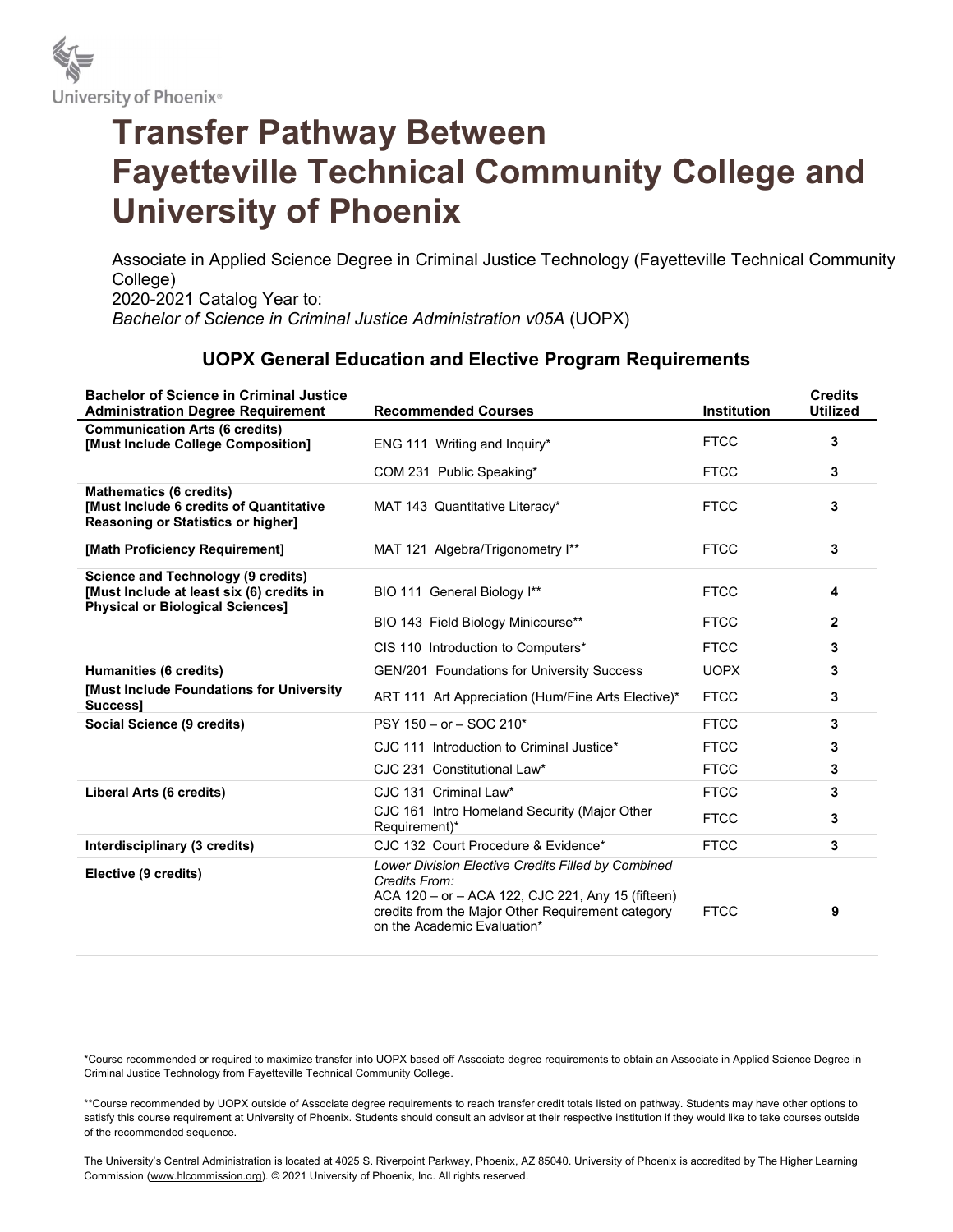University of Phoenix®

# Transfer Pathway Between Fayetteville Technical Community College and University of Phoenix

Associate in Applied Science Degree in Criminal Justice Technology (Fayetteville Technical Community College)
2020-2021 Catalog Year to:
*Bachelor of Science in Criminal Justice Administration v05A* (UOPX)

## UOPX General Education and Elective Program Requirements

| Bachelor of Science in Criminal Justice Administration Degree Requirement | Recommended Courses | Institution | Credits Utilized |
|---|---|---|---|
| **Communication Arts (6 credits) [Must Include College Composition]** | ENG 111 Writing and Inquiry* | FTCC | 3 |
| | COM 231 Public Speaking* | FTCC | 3 |
| **Mathematics (6 credits) [Must Include 6 credits of Quantitative Reasoning or Statistics or higher]** | MAT 143 Quantitative Literacy* | FTCC | 3 |
| **[Math Proficiency Requirement]** | MAT 121 Algebra/Trigonometry I** | FTCC | 3 |
| **Science and Technology (9 credits) [Must Include at least six (6) credits in Physical or Biological Sciences]** | BIO 111 General Biology I** | FTCC | 4 |
| | BIO 143 Field Biology Minicourse** | FTCC | 2 |
| | CIS 110 Introduction to Computers* | FTCC | 3 |
| **Humanities (6 credits)** | GEN/201 Foundations for University Success | UOPX | 3 |
| **[Must Include Foundations for University Success]** | ART 111 Art Appreciation (Hum/Fine Arts Elective)* | FTCC | 3 |
| **Social Science (9 credits)** | PSY 150 – or – SOC 210* | FTCC | 3 |
| | CJC 111 Introduction to Criminal Justice* | FTCC | 3 |
| | CJC 231 Constitutional Law* | FTCC | 3 |
| **Liberal Arts (6 credits)** | CJC 131 Criminal Law* | FTCC | 3 |
| | CJC 161 Intro Homeland Security (Major Other Requirement)* | FTCC | 3 |
| **Interdisciplinary (3 credits)** | CJC 132 Court Procedure & Evidence* | FTCC | 3 |
| **Elective (9 credits)** | *Lower Division Elective Credits Filled by Combined Credits From:* ACA 120 – or – ACA 122, CJC 221, Any 15 (fifteen) credits from the Major Other Requirement category on the Academic Evaluation* | FTCC | 9 |

*Course recommended or required to maximize transfer into UOPX based off Associate degree requirements to obtain an Associate in Applied Science Degree in Criminal Justice Technology from Fayetteville Technical Community College.

**Course recommended by UOPX outside of Associate degree requirements to reach transfer credit totals listed on pathway. Students may have other options to satisfy this course requirement at University of Phoenix. Students should consult an advisor at their respective institution if they would like to take courses outside of the recommended sequence.

The University's Central Administration is located at 4025 S. Riverpoint Parkway, Phoenix, AZ 85040. University of Phoenix is accredited by The Higher Learning Commission (www.hlcommission.org). © 2021 University of Phoenix, Inc. All rights reserved.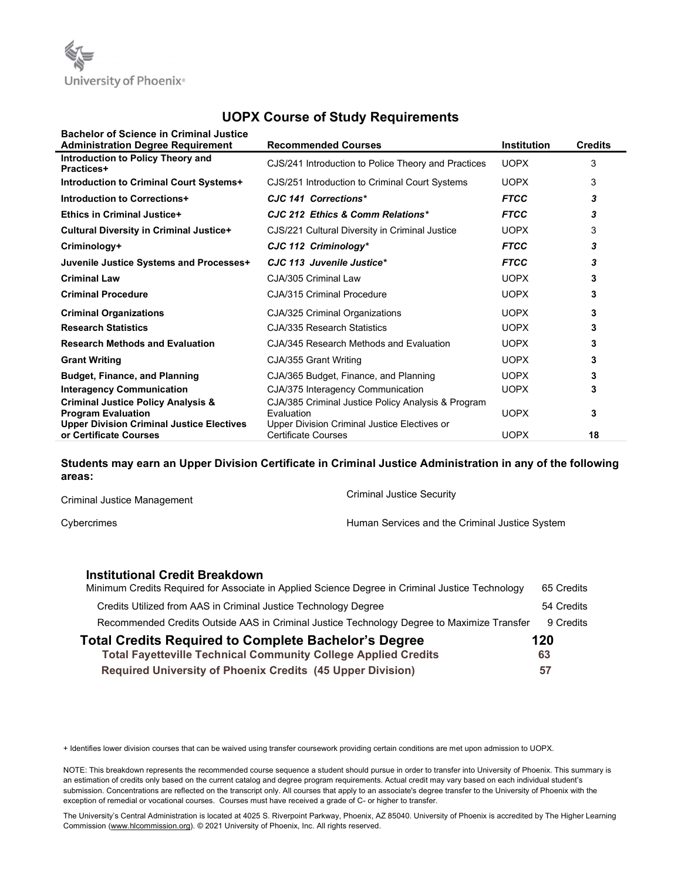University of Phoenix®

## UOPX Course of Study Requirements

| Bachelor of Science in Criminal Justice Administration Degree Requirement | Recommended Courses | Institution | Credits |
|---|---|---|---|
| **Introduction to Policy Theory and Practices+** | CJS/241 Introduction to Police Theory and Practices | UOPX | 3 |
| **Introduction to Criminal Court Systems+** | CJS/251 Introduction to Criminal Court Systems | UOPX | 3 |
| **Introduction to Corrections+** | ***CJC 141 Corrections**** | ***FTCC*** | ***3*** |
| **Ethics in Criminal Justice+** | ***CJC 212 Ethics & Comm Relations**** | ***FTCC*** | ***3*** |
| **Cultural Diversity in Criminal Justice+** | CJS/221 Cultural Diversity in Criminal Justice | UOPX | 3 |
| **Criminology+** | ***CJC 112 Criminology**** | ***FTCC*** | ***3*** |
| **Juvenile Justice Systems and Processes+** | ***CJC 113 Juvenile Justice**** | ***FTCC*** | ***3*** |
| **Criminal Law** | CJA/305 Criminal Law | UOPX | **3** |
| **Criminal Procedure** | CJA/315 Criminal Procedure | UOPX | **3** |
| **Criminal Organizations** | CJA/325 Criminal Organizations | UOPX | **3** |
| **Research Statistics** | CJA/335 Research Statistics | UOPX | **3** |
| **Research Methods and Evaluation** | CJA/345 Research Methods and Evaluation | UOPX | **3** |
| **Grant Writing** | CJA/355 Grant Writing | UOPX | **3** |
| **Budget, Finance, and Planning** | CJA/365 Budget, Finance, and Planning | UOPX | **3** |
| **Interagency Communication** | CJA/375 Interagency Communication | UOPX | **3** |
| **Criminal Justice Policy Analysis & Program Evaluation** | CJA/385 Criminal Justice Policy Analysis & Program Evaluation | UOPX | **3** |
| **Upper Division Criminal Justice Electives or Certificate Courses** | Upper Division Criminal Justice Electives or Certificate Courses | UOPX | **18** |

**Students may earn an Upper Division Certificate in Criminal Justice Administration in any of the following areas:**

- Criminal Justice Management
- Criminal Justice Security
- Cybercrimes
- Human Services and the Criminal Justice System

### Institutional Credit Breakdown

| | |
|---|---|
| Minimum Credits Required for Associate in Applied Science Degree in Criminal Justice Technology | 65 Credits |
| Credits Utilized from AAS in Criminal Justice Technology Degree | 54 Credits |
| Recommended Credits Outside AAS in Criminal Justice Technology Degree to Maximize Transfer | 9 Credits |
| **Total Credits Required to Complete Bachelor's Degree** | **120** |
| **Total Fayetteville Technical Community College Applied Credits** | **63** |
| **Required University of Phoenix Credits (45 Upper Division)** | **57** |

\+ Identifies lower division courses that can be waived using transfer coursework providing certain conditions are met upon admission to UOPX.

NOTE: This breakdown represents the recommended course sequence a student should pursue in order to transfer into University of Phoenix. This summary is an estimation of credits only based on the current catalog and degree program requirements. Actual credit may vary based on each individual student's submission. Concentrations are reflected on the transcript only. All courses that apply to an associate's degree transfer to the University of Phoenix with the exception of remedial or vocational courses. Courses must have received a grade of C- or higher to transfer.

The University's Central Administration is located at 4025 S. Riverpoint Parkway, Phoenix, AZ 85040. University of Phoenix is accredited by The Higher Learning Commission (www.hlcommission.org). © 2021 University of Phoenix, Inc. All rights reserved.